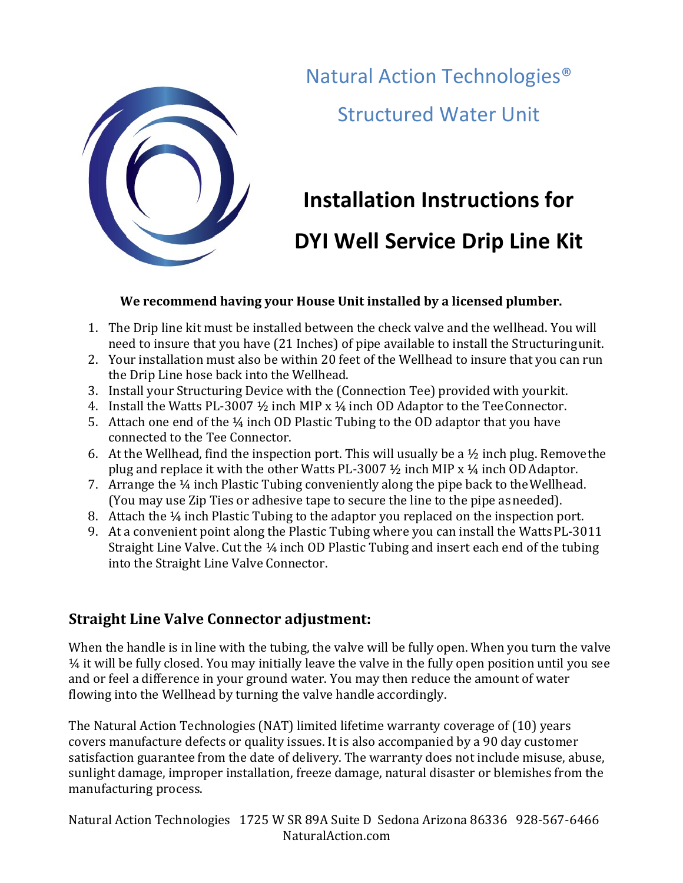# Natural Action Technologies®

## Structured Water Unit

# Installation Instructions for DYI Well Service Drip Line Kit

**We recommend having your House Unit installed by a licensed plumber.**

1. The Drip line kit must be installed between the check valve and the wellhead. You will need to insure that you have (21 Inches) of pipe available to install the Structuring unit.
2. Your installation must also be within 20 feet of the Wellhead to insure that you can run the Drip Line hose back into the Wellhead.
3. Install your Structuring Device with the (Connection Tee) provided with your kit.
4. Install the Watts PL-3007 ½ inch MIP x ¼ inch OD Adaptor to the Tee Connector.
5. Attach one end of the ¼ inch OD Plastic Tubing to the OD adaptor that you have connected to the Tee Connector.
6. At the Wellhead, find the inspection port. This will usually be a ½ inch plug. Remove the plug and replace it with the other Watts PL-3007 ½ inch MIP x ¼ inch OD Adaptor.
7. Arrange the ¼ inch Plastic Tubing conveniently along the pipe back to the Wellhead. (You may use Zip Ties or adhesive tape to secure the line to the pipe as needed).
8. Attach the ¼ inch Plastic Tubing to the adaptor you replaced on the inspection port.
9. At a convenient point along the Plastic Tubing where you can install the Watts PL-3011 Straight Line Valve. Cut the ¼ inch OD Plastic Tubing and insert each end of the tubing into the Straight Line Valve Connector.

## Straight Line Valve Connector adjustment:

When the handle is in line with the tubing, the valve will be fully open. When you turn the valve ¼ it will be fully closed. You may initially leave the valve in the fully open position until you see and or feel a difference in your ground water. You may then reduce the amount of water flowing into the Wellhead by turning the valve handle accordingly.

The Natural Action Technologies (NAT) limited lifetime warranty coverage of (10) years covers manufacture defects or quality issues. It is also accompanied by a 90 day customer satisfaction guarantee from the date of delivery. The warranty does not include misuse, abuse, sunlight damage, improper installation, freeze damage, natural disaster or blemishes from the manufacturing process.

Natural Action Technologies 1725 W SR 89A Suite D Sedona Arizona 86336 928-567-6466
NaturalAction.com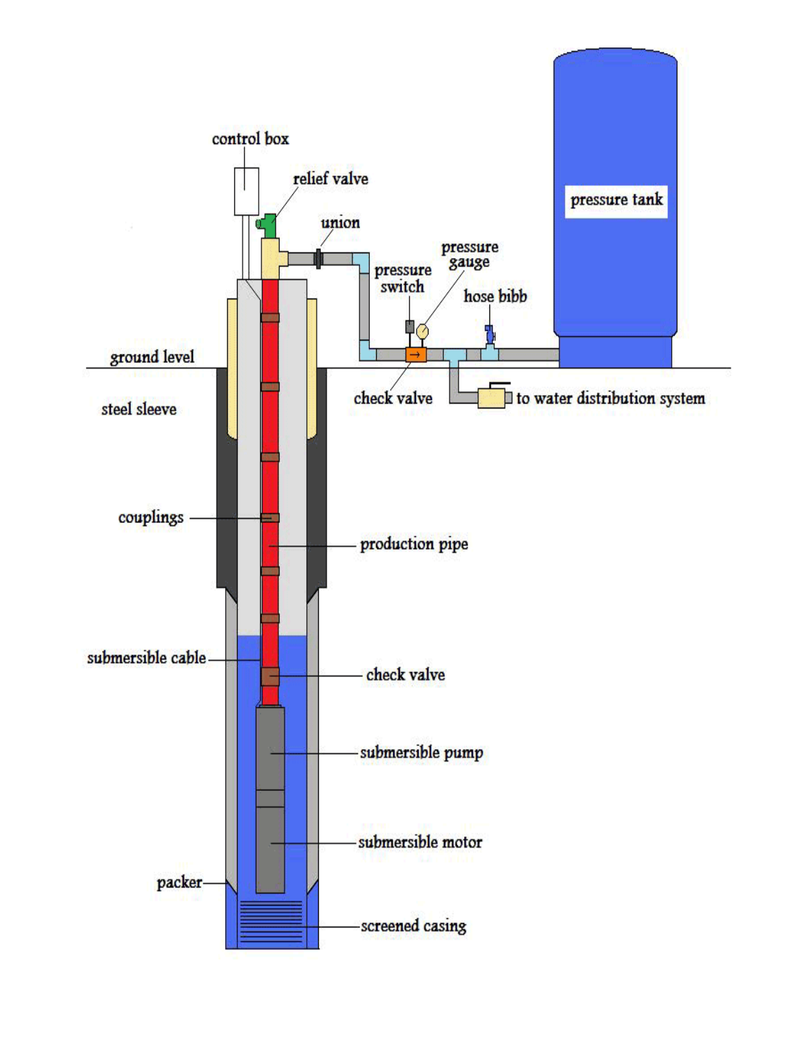control box

relief valve

union

pressure switch

pressure gauge

hose bibb

pressure tank

ground level

steel sleeve

check valve

to water distribution system

couplings

production pipe

submersible cable

check valve

submersible pump

submersible motor

packer

screened casing